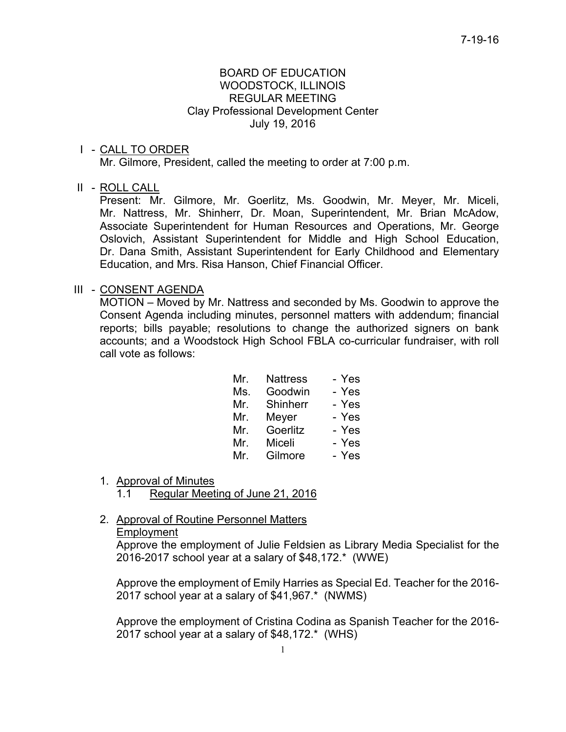# BOARD OF EDUCATION
## WOODSTOCK, ILLINOIS
## REGULAR MEETING
### Clay Professional Development Center
### July 19, 2016

I - CALL TO ORDER

Mr. Gilmore, President, called the meeting to order at 7:00 p.m.

II - ROLL CALL

Present: Mr. Gilmore, Mr. Goerlitz, Ms. Goodwin, Mr. Meyer, Mr. Miceli, Mr. Nattress, Mr. Shinherr, Dr. Moan, Superintendent, Mr. Brian McAdow, Associate Superintendent for Human Resources and Operations, Mr. George Oslovich, Assistant Superintendent for Middle and High School Education, Dr. Dana Smith, Assistant Superintendent for Early Childhood and Elementary Education, and Mrs. Risa Hanson, Chief Financial Officer.

III - CONSENT AGENDA

MOTION – Moved by Mr. Nattress and seconded by Ms. Goodwin to approve the Consent Agenda including minutes, personnel matters with addendum; financial reports; bills payable; resolutions to change the authorized signers on bank accounts; and a Woodstock High School FBLA co-curricular fundraiser, with roll call vote as follows:

| | | |
|---|---|---|
| Mr. | Nattress | - Yes |
| Ms. | Goodwin | - Yes |
| Mr. | Shinherr | - Yes |
| Mr. | Meyer | - Yes |
| Mr. | Goerlitz | - Yes |
| Mr. | Miceli | - Yes |
| Mr. | Gilmore | - Yes |

1. Approval of Minutes
   1.1 Regular Meeting of June 21, 2016

2. Approval of Routine Personnel Matters

   Employment

   Approve the employment of Julie Feldsien as Library Media Specialist for the 2016-2017 school year at a salary of $48,172.* (WWE)

   Approve the employment of Emily Harries as Special Ed. Teacher for the 2016-2017 school year at a salary of $41,967.* (NWMS)

   Approve the employment of Cristina Codina as Spanish Teacher for the 2016-2017 school year at a salary of $48,172.* (WHS)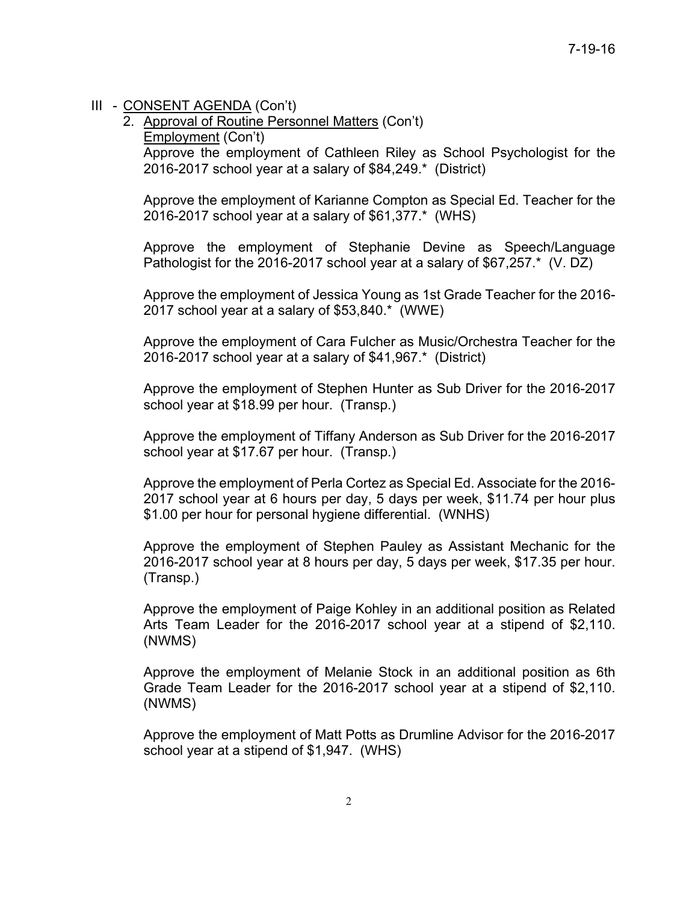III - CONSENT AGENDA (Con't)

2. Approval of Routine Personnel Matters (Con't)

Employment (Con't)

Approve the employment of Cathleen Riley as School Psychologist for the 2016-2017 school year at a salary of $84,249.* (District)

Approve the employment of Karianne Compton as Special Ed. Teacher for the 2016-2017 school year at a salary of $61,377.* (WHS)

Approve the employment of Stephanie Devine as Speech/Language Pathologist for the 2016-2017 school year at a salary of $67,257.* (V. DZ)

Approve the employment of Jessica Young as 1st Grade Teacher for the 2016-2017 school year at a salary of $53,840.* (WWE)

Approve the employment of Cara Fulcher as Music/Orchestra Teacher for the 2016-2017 school year at a salary of $41,967.* (District)

Approve the employment of Stephen Hunter as Sub Driver for the 2016-2017 school year at $18.99 per hour. (Transp.)

Approve the employment of Tiffany Anderson as Sub Driver for the 2016-2017 school year at $17.67 per hour. (Transp.)

Approve the employment of Perla Cortez as Special Ed. Associate for the 2016-2017 school year at 6 hours per day, 5 days per week, $11.74 per hour plus $1.00 per hour for personal hygiene differential. (WNHS)

Approve the employment of Stephen Pauley as Assistant Mechanic for the 2016-2017 school year at 8 hours per day, 5 days per week, $17.35 per hour. (Transp.)

Approve the employment of Paige Kohley in an additional position as Related Arts Team Leader for the 2016-2017 school year at a stipend of $2,110. (NWMS)

Approve the employment of Melanie Stock in an additional position as 6th Grade Team Leader for the 2016-2017 school year at a stipend of $2,110. (NWMS)

Approve the employment of Matt Potts as Drumline Advisor for the 2016-2017 school year at a stipend of $1,947. (WHS)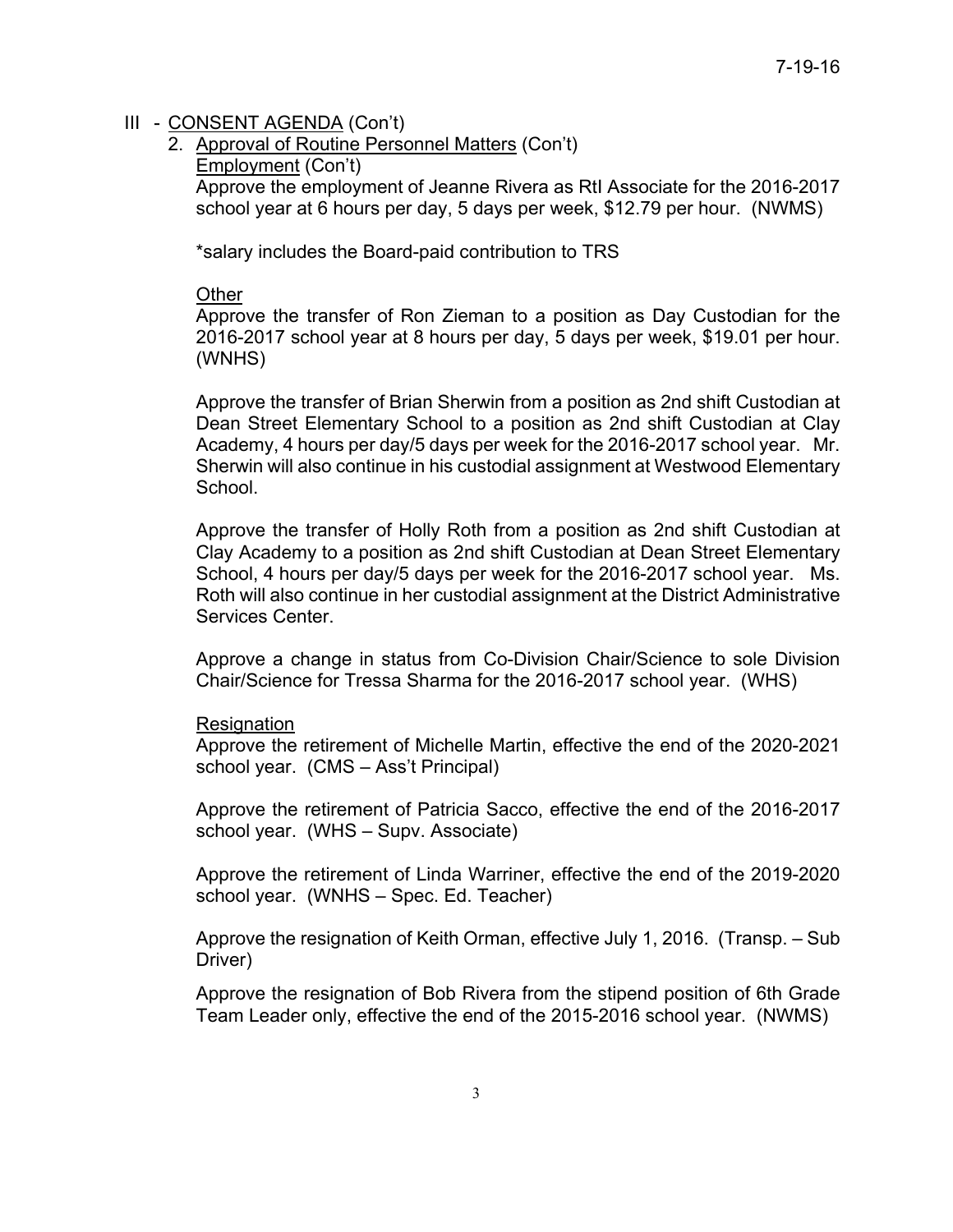## III - CONSENT AGENDA (Con't)

2. Approval of Routine Personnel Matters (Con't)

   Employment (Con't)

   Approve the employment of Jeanne Rivera as RtI Associate for the 2016-2017 school year at 6 hours per day, 5 days per week, $12.79 per hour. (NWMS)

   *salary includes the Board-paid contribution to TRS

   Other

   Approve the transfer of Ron Zieman to a position as Day Custodian for the 2016-2017 school year at 8 hours per day, 5 days per week, $19.01 per hour. (WNHS)

   Approve the transfer of Brian Sherwin from a position as 2nd shift Custodian at Dean Street Elementary School to a position as 2nd shift Custodian at Clay Academy, 4 hours per day/5 days per week for the 2016-2017 school year. Mr. Sherwin will also continue in his custodial assignment at Westwood Elementary School.

   Approve the transfer of Holly Roth from a position as 2nd shift Custodian at Clay Academy to a position as 2nd shift Custodian at Dean Street Elementary School, 4 hours per day/5 days per week for the 2016-2017 school year. Ms. Roth will also continue in her custodial assignment at the District Administrative Services Center.

   Approve a change in status from Co-Division Chair/Science to sole Division Chair/Science for Tressa Sharma for the 2016-2017 school year. (WHS)

   Resignation

   Approve the retirement of Michelle Martin, effective the end of the 2020-2021 school year. (CMS – Ass't Principal)

   Approve the retirement of Patricia Sacco, effective the end of the 2016-2017 school year. (WHS – Supv. Associate)

   Approve the retirement of Linda Warriner, effective the end of the 2019-2020 school year. (WNHS – Spec. Ed. Teacher)

   Approve the resignation of Keith Orman, effective July 1, 2016. (Transp. – Sub Driver)

   Approve the resignation of Bob Rivera from the stipend position of 6th Grade Team Leader only, effective the end of the 2015-2016 school year. (NWMS)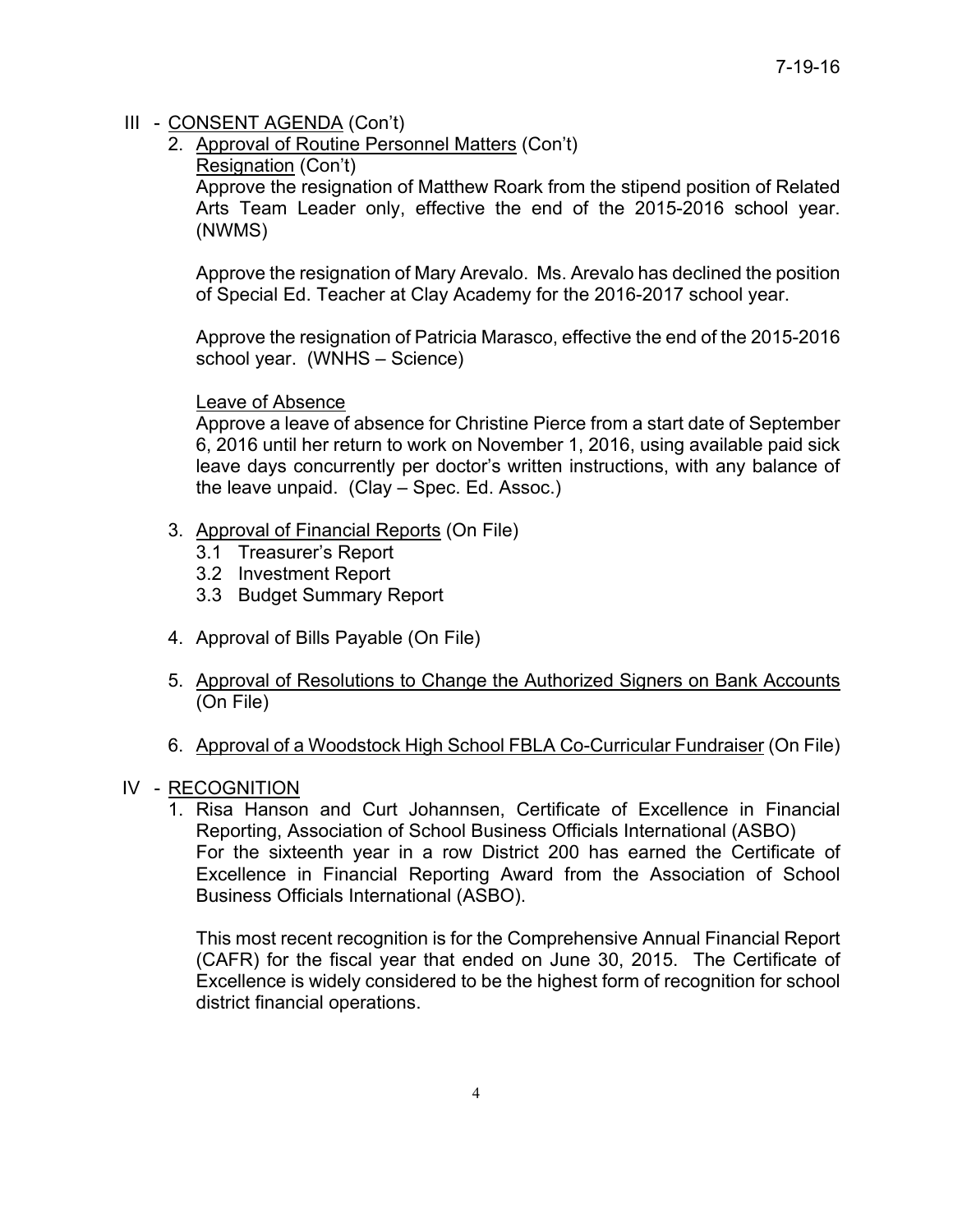III - CONSENT AGENDA (Con't)

2. Approval of Routine Personnel Matters (Con't)

   Resignation (Con't)

   Approve the resignation of Matthew Roark from the stipend position of Related Arts Team Leader only, effective the end of the 2015-2016 school year. (NWMS)

   Approve the resignation of Mary Arevalo. Ms. Arevalo has declined the position of Special Ed. Teacher at Clay Academy for the 2016-2017 school year.

   Approve the resignation of Patricia Marasco, effective the end of the 2015-2016 school year. (WNHS – Science)

   Leave of Absence

   Approve a leave of absence for Christine Pierce from a start date of September 6, 2016 until her return to work on November 1, 2016, using available paid sick leave days concurrently per doctor's written instructions, with any balance of the leave unpaid. (Clay – Spec. Ed. Assoc.)

3. Approval of Financial Reports (On File)
   - 3.1 Treasurer's Report
   - 3.2 Investment Report
   - 3.3 Budget Summary Report

4. Approval of Bills Payable (On File)

5. Approval of Resolutions to Change the Authorized Signers on Bank Accounts (On File)

6. Approval of a Woodstock High School FBLA Co-Curricular Fundraiser (On File)

IV - RECOGNITION

1. Risa Hanson and Curt Johannsen, Certificate of Excellence in Financial Reporting, Association of School Business Officials International (ASBO)

   For the sixteenth year in a row District 200 has earned the Certificate of Excellence in Financial Reporting Award from the Association of School Business Officials International (ASBO).

   This most recent recognition is for the Comprehensive Annual Financial Report (CAFR) for the fiscal year that ended on June 30, 2015. The Certificate of Excellence is widely considered to be the highest form of recognition for school district financial operations.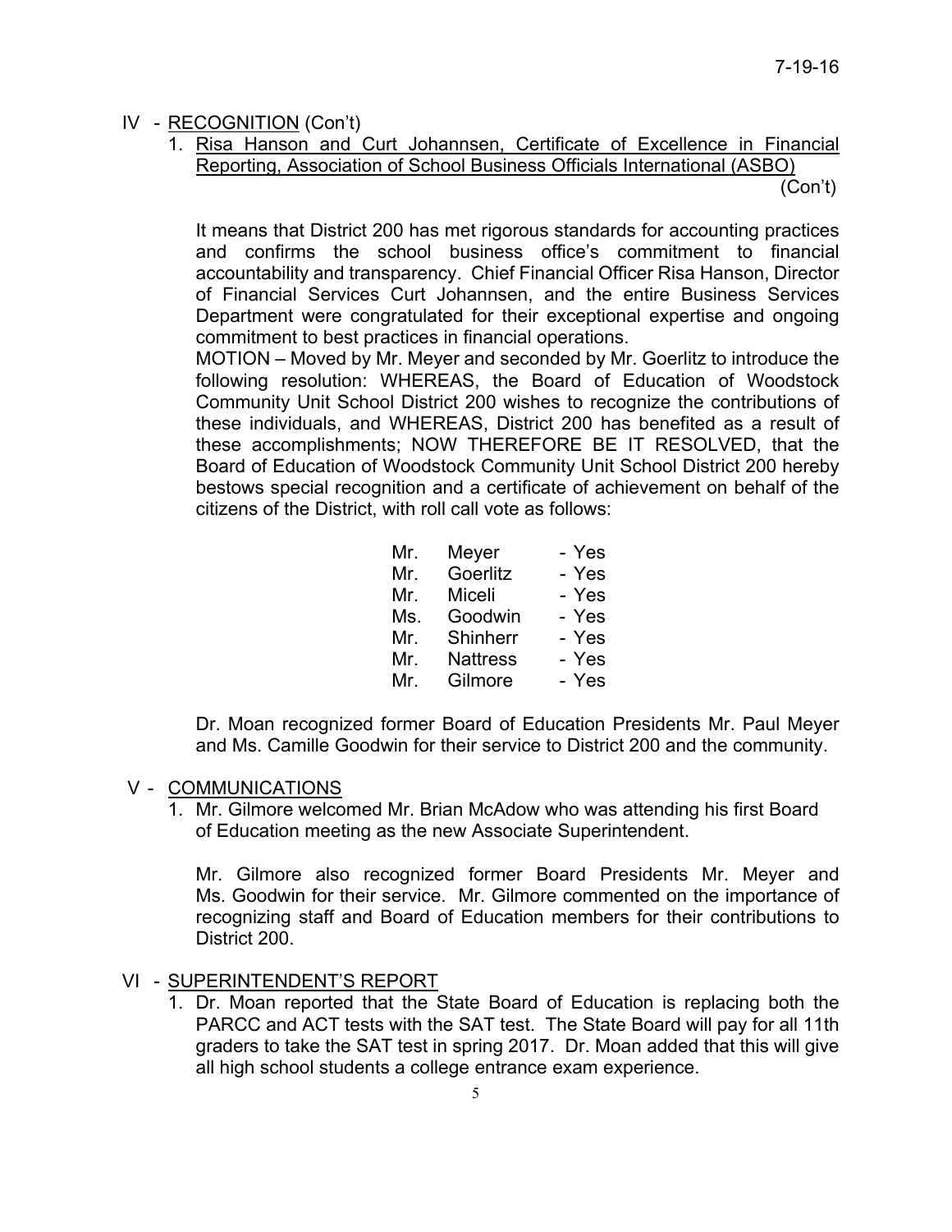## IV - RECOGNITION (Con't)

1. Risa Hanson and Curt Johannsen, Certificate of Excellence in Financial Reporting, Association of School Business Officials International (ASBO) (Con't)

   It means that District 200 has met rigorous standards for accounting practices and confirms the school business office's commitment to financial accountability and transparency. Chief Financial Officer Risa Hanson, Director of Financial Services Curt Johannsen, and the entire Business Services Department were congratulated for their exceptional expertise and ongoing commitment to best practices in financial operations.

   MOTION – Moved by Mr. Meyer and seconded by Mr. Goerlitz to introduce the following resolution: WHEREAS, the Board of Education of Woodstock Community Unit School District 200 wishes to recognize the contributions of these individuals, and WHEREAS, District 200 has benefited as a result of these accomplishments; NOW THEREFORE BE IT RESOLVED, that the Board of Education of Woodstock Community Unit School District 200 hereby bestows special recognition and a certificate of achievement on behalf of the citizens of the District, with roll call vote as follows:

   | | | |
   |---|---|---|
   | Mr. | Meyer | - Yes |
   | Mr. | Goerlitz | - Yes |
   | Mr. | Miceli | - Yes |
   | Ms. | Goodwin | - Yes |
   | Mr. | Shinherr | - Yes |
   | Mr. | Nattress | - Yes |
   | Mr. | Gilmore | - Yes |

   Dr. Moan recognized former Board of Education Presidents Mr. Paul Meyer and Ms. Camille Goodwin for their service to District 200 and the community.

## V - COMMUNICATIONS

1. Mr. Gilmore welcomed Mr. Brian McAdow who was attending his first Board of Education meeting as the new Associate Superintendent.

   Mr. Gilmore also recognized former Board Presidents Mr. Meyer and Ms. Goodwin for their service. Mr. Gilmore commented on the importance of recognizing staff and Board of Education members for their contributions to District 200.

## VI - SUPERINTENDENT'S REPORT

1. Dr. Moan reported that the State Board of Education is replacing both the PARCC and ACT tests with the SAT test. The State Board will pay for all 11th graders to take the SAT test in spring 2017. Dr. Moan added that this will give all high school students a college entrance exam experience.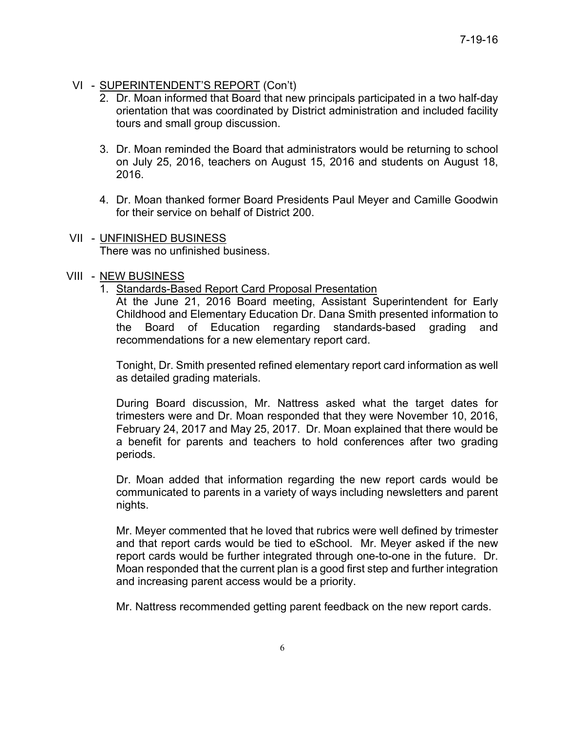## VI - SUPERINTENDENT'S REPORT (Con't)

2. Dr. Moan informed that Board that new principals participated in a two half-day orientation that was coordinated by District administration and included facility tours and small group discussion.

3. Dr. Moan reminded the Board that administrators would be returning to school on July 25, 2016, teachers on August 15, 2016 and students on August 18, 2016.

4. Dr. Moan thanked former Board Presidents Paul Meyer and Camille Goodwin for their service on behalf of District 200.

## VII - UNFINISHED BUSINESS

There was no unfinished business.

## VIII - NEW BUSINESS

1. Standards-Based Report Card Proposal Presentation

   At the June 21, 2016 Board meeting, Assistant Superintendent for Early Childhood and Elementary Education Dr. Dana Smith presented information to the Board of Education regarding standards-based grading and recommendations for a new elementary report card.

   Tonight, Dr. Smith presented refined elementary report card information as well as detailed grading materials.

   During Board discussion, Mr. Nattress asked what the target dates for trimesters were and Dr. Moan responded that they were November 10, 2016, February 24, 2017 and May 25, 2017. Dr. Moan explained that there would be a benefit for parents and teachers to hold conferences after two grading periods.

   Dr. Moan added that information regarding the new report cards would be communicated to parents in a variety of ways including newsletters and parent nights.

   Mr. Meyer commented that he loved that rubrics were well defined by trimester and that report cards would be tied to eSchool. Mr. Meyer asked if the new report cards would be further integrated through one-to-one in the future. Dr. Moan responded that the current plan is a good first step and further integration and increasing parent access would be a priority.

   Mr. Nattress recommended getting parent feedback on the new report cards.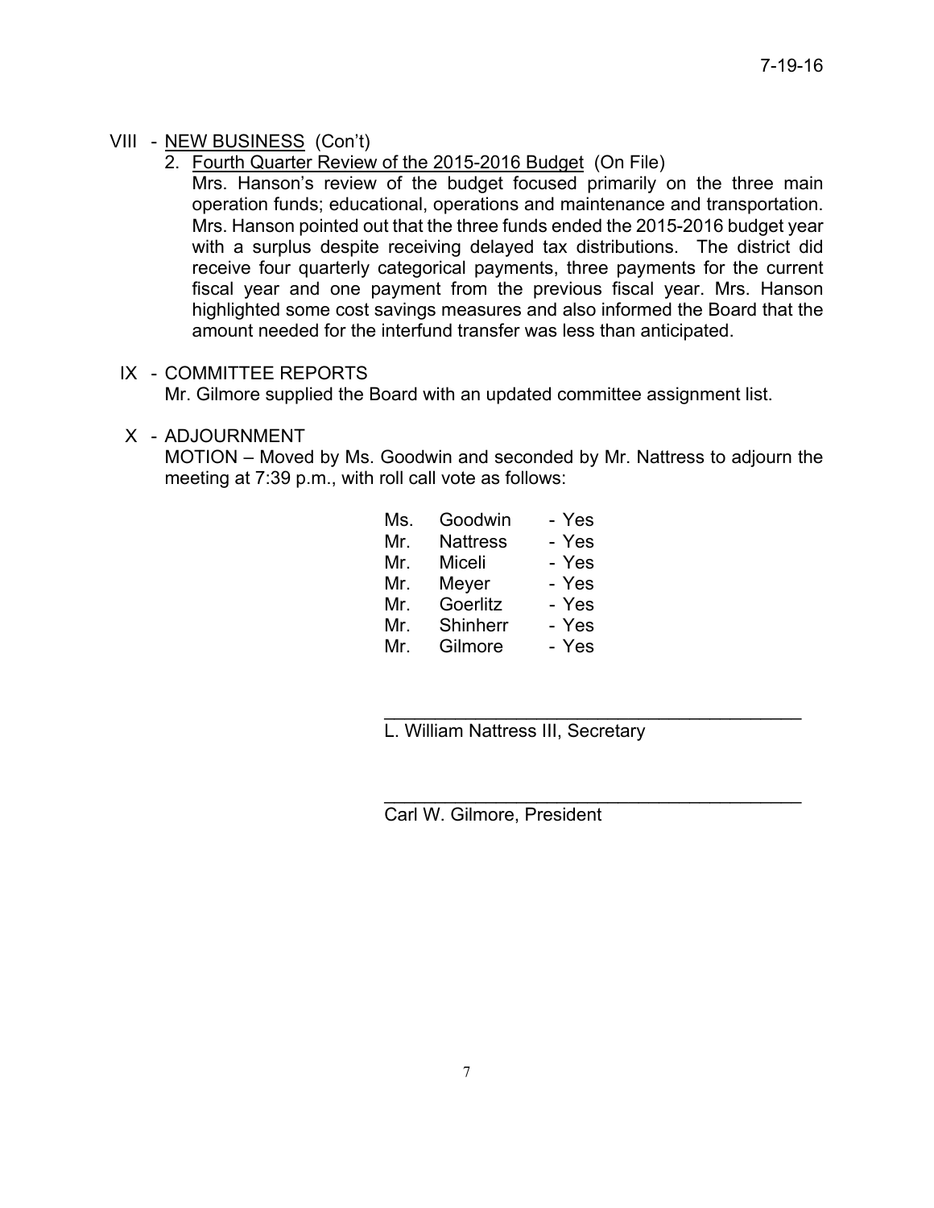VIII - NEW BUSINESS (Con't)

2. Fourth Quarter Review of the 2015-2016 Budget (On File)

   Mrs. Hanson's review of the budget focused primarily on the three main operation funds; educational, operations and maintenance and transportation. Mrs. Hanson pointed out that the three funds ended the 2015-2016 budget year with a surplus despite receiving delayed tax distributions. The district did receive four quarterly categorical payments, three payments for the current fiscal year and one payment from the previous fiscal year. Mrs. Hanson highlighted some cost savings measures and also informed the Board that the amount needed for the interfund transfer was less than anticipated.

IX - COMMITTEE REPORTS

Mr. Gilmore supplied the Board with an updated committee assignment list.

X - ADJOURNMENT

MOTION – Moved by Ms. Goodwin and seconded by Mr. Nattress to adjourn the meeting at 7:39 p.m., with roll call vote as follows:

| | | |
|---|---|---|
| Ms. | Goodwin | - Yes |
| Mr. | Nattress | - Yes |
| Mr. | Miceli | - Yes |
| Mr. | Meyer | - Yes |
| Mr. | Goerlitz | - Yes |
| Mr. | Shinherr | - Yes |
| Mr. | Gilmore | - Yes |

\_\_\_\_\_\_\_\_\_\_\_\_\_\_\_\_\_\_\_\_\_\_\_\_\_\_\_\_\_\_\_\_\_\_\_\_\_\_\_\_

L. William Nattress III, Secretary

\_\_\_\_\_\_\_\_\_\_\_\_\_\_\_\_\_\_\_\_\_\_\_\_\_\_\_\_\_\_\_\_\_\_\_\_\_\_\_\_

Carl W. Gilmore, President